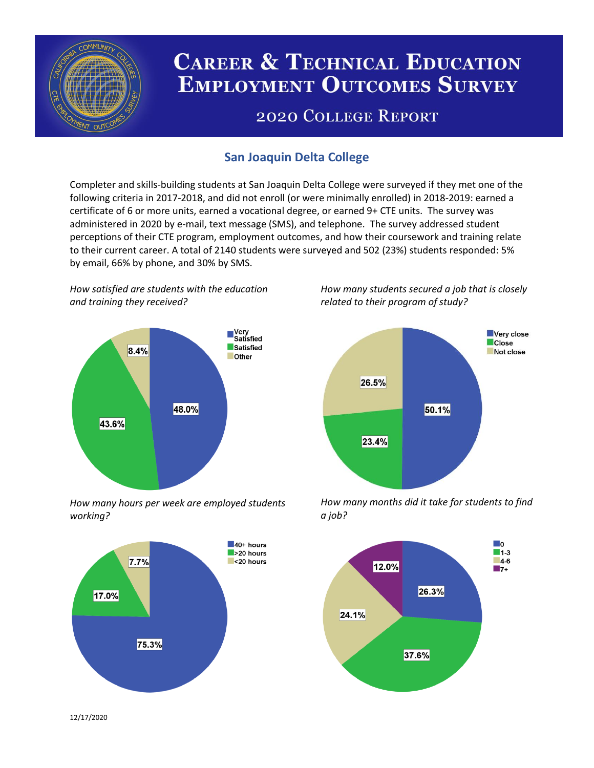# Career & Technical Education Employment Outcomes Survey

## 2020 College Report

### San Joaquin Delta College

Completer and skills-building students at San Joaquin Delta College were surveyed if they met one of the following criteria in 2017-2018, and did not enroll (or were minimally enrolled) in 2018-2019: earned a certificate of 6 or more units, earned a vocational degree, or earned 9+ CTE units. The survey was administered in 2020 by e-mail, text message (SMS), and telephone. The survey addressed student perceptions of their CTE program, employment outcomes, and how their coursework and training relate to their current career. A total of 2140 students were surveyed and 502 (23%) students responded: 5% by email, 66% by phone, and 30% by SMS.

*How satisfied are students with the education and training they received?*

| Response | Percent |
|---|---|
| Very Satisfied | 48.0% |
| Satisfied | 43.6% |
| Other | 8.4% |

*How many students secured a job that is closely related to their program of study?*

| Response | Percent |
|---|---|
| Very close | 50.1% |
| Close | 23.4% |
| Not close | 26.5% |

*How many hours per week are employed students working?*

| Response | Percent |
|---|---|
| 40+ hours | 75.3% |
| >20 hours | 17.0% |
| <20 hours | 7.7% |

*How many months did it take for students to find a job?*

| Months | Percent |
|---|---|
| 0 | 26.3% |
| 1-3 | 37.6% |
| 4-6 | 24.1% |
| 7+ | 12.0% |

12/17/2020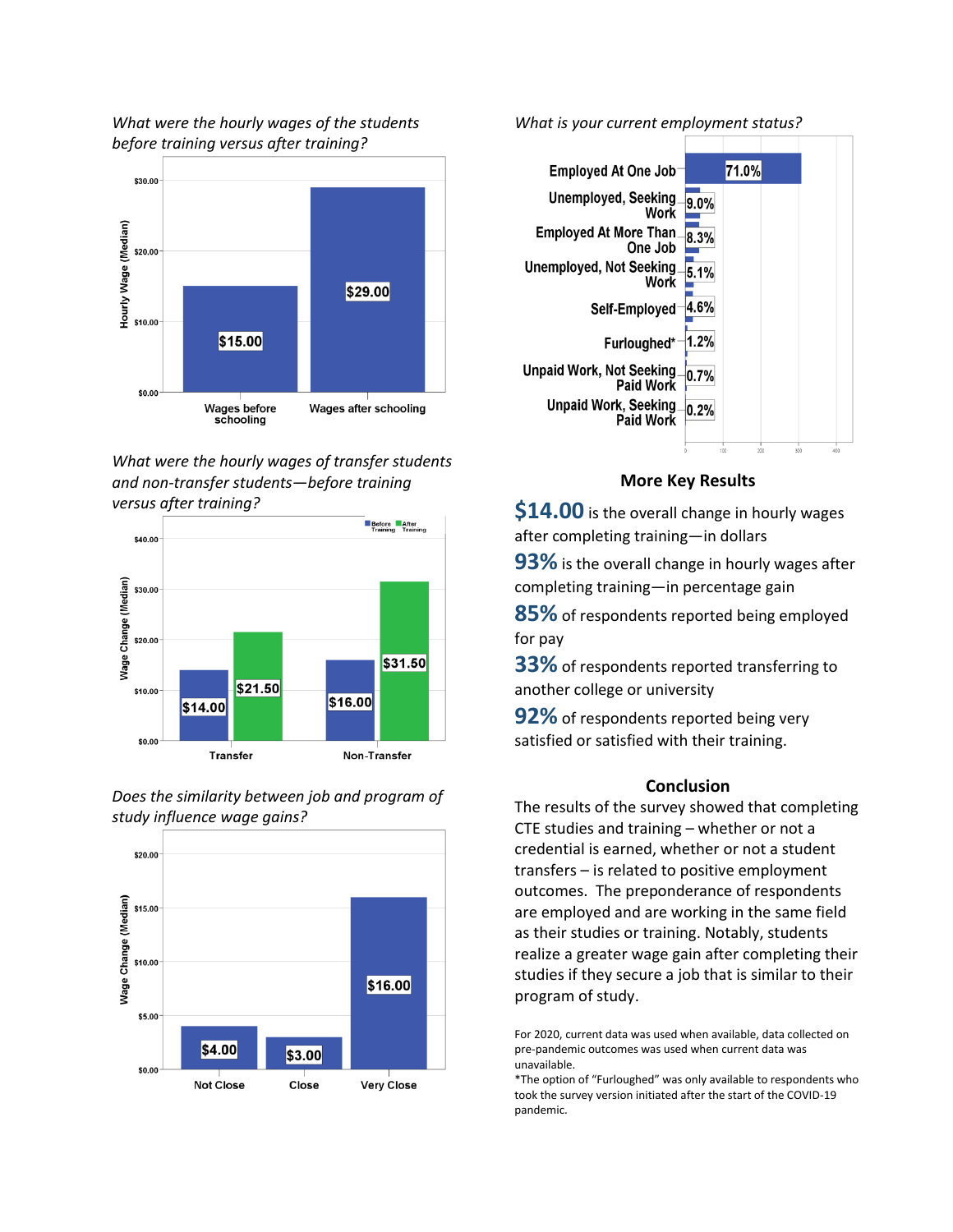*What were the hourly wages of the students before training versus after training?*

Hourly Wage (Median)

$30.00
$20.00
$10.00
$0.00

$15.00
$29.00

Wages before schooling
Wages after schooling

*What were the hourly wages of transfer students and non-transfer students—before training versus after training?*

Before Training After Training

Wage Change (Median)

$40.00
$30.00
$20.00
$10.00
$0.00

$14.00
$21.50
$16.00
$31.50

Transfer
Non-Transfer

*Does the similarity between job and program of study influence wage gains?*

Wage Change (Median)

$20.00
$15.00
$10.00
$5.00
$0.00

$4.00
$3.00
$16.00

Not Close
Close
Very Close

*What is your current employment status?*

Employed At One Job 71.0%
Unemployed, Seeking Work 9.0%
Employed At More Than One Job 8.3%
Unemployed, Not Seeking Work 5.1%
Self-Employed 4.6%
Furloughed* 1.2%
Unpaid Work, Not Seeking Paid Work 0.7%
Unpaid Work, Seeking Paid Work 0.2%

0 100 200 300 400

### More Key Results

**$14.00** is the overall change in hourly wages after completing training—in dollars

**93%** is the overall change in hourly wages after completing training—in percentage gain

**85%** of respondents reported being employed for pay

**33%** of respondents reported transferring to another college or university

**92%** of respondents reported being very satisfied or satisfied with their training.

### Conclusion

The results of the survey showed that completing CTE studies and training – whether or not a credential is earned, whether or not a student transfers – is related to positive employment outcomes. The preponderance of respondents are employed and are working in the same field as their studies or training. Notably, students realize a greater wage gain after completing their studies if they secure a job that is similar to their program of study.

For 2020, current data was used when available, data collected on pre-pandemic outcomes was used when current data was unavailable.
*The option of "Furloughed" was only available to respondents who took the survey version initiated after the start of the COVID-19 pandemic.